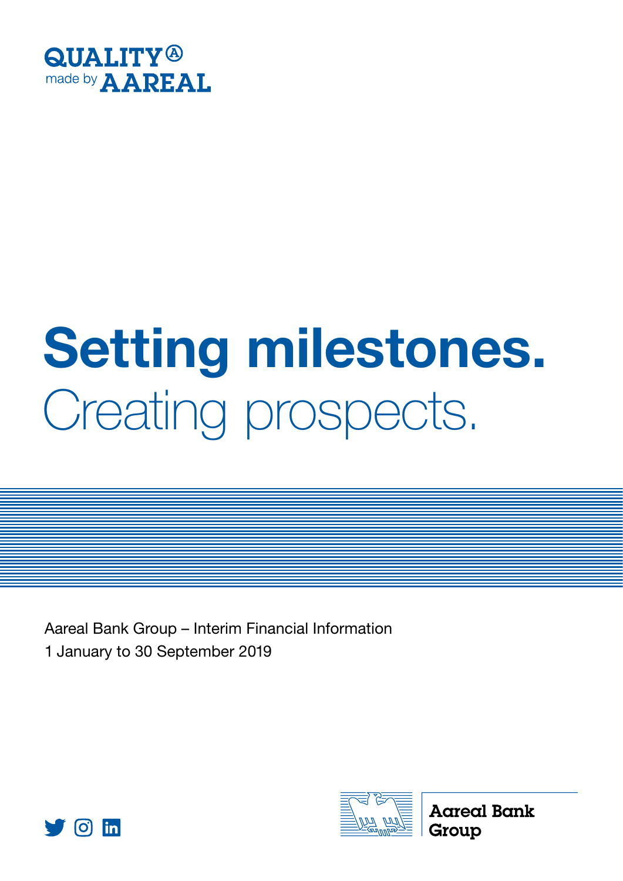QUALITY Ⓐ
made by AAREAL

# Setting milestones.
Creating prospects.

Aareal Bank Group – Interim Financial Information
1 January to 30 September 2019

Aareal Bank Group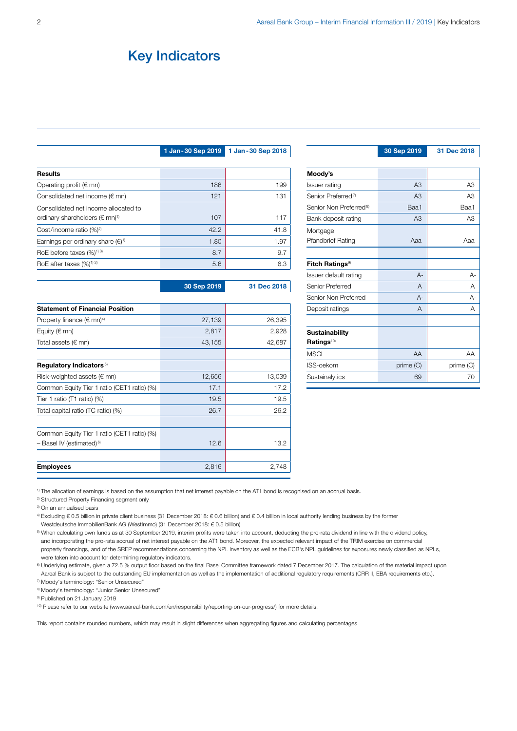# Key Indicators

| | 1 Jan-30 Sep 2019 | 1 Jan-30 Sep 2018 |
|---|---|---|
| **Results** | | |
| Operating profit (€ mn) | 186 | 199 |
| Consolidated net income (€ mn) | 121 | 131 |
| Consolidated net income allocated to ordinary shareholders (€ mn)[1] | 107 | 117 |
| Cost/income ratio (%)[2] | 42.2 | 41.8 |
| Earnings per ordinary share (€)[1] | 1.80 | 1.97 |
| RoE before taxes (%)[1) 3)] | 8.7 | 9.7 |
| RoE after taxes (%)[1) 3)] | 5.6 | 6.3 |

| | 30 Sep 2019 | 31 Dec 2018 |
|---|---|---|
| **Statement of Financial Position** | | |
| Property finance (€ mn)[4] | 27,139 | 26,395 |
| Equity (€ mn) | 2,817 | 2,928 |
| Total assets (€ mn) | 43,155 | 42,687 |
| **Regulatory Indicators**[5] | | |
| Risk-weighted assets (€ mn) | 12,656 | 13,039 |
| Common Equity Tier 1 ratio (CET1 ratio) (%) | 17.1 | 17.2 |
| Tier 1 ratio (T1 ratio) (%) | 19.5 | 19.5 |
| Total capital ratio (TC ratio) (%) | 26.7 | 26.2 |
| Common Equity Tier 1 ratio (CET1 ratio) (%) – Basel IV (estimated)[6] | 12.6 | 13.2 |
| **Employees** | 2,816 | 2,748 |

| | 30 Sep 2019 | 31 Dec 2018 |
|---|---|---|
| **Moody's** | | |
| Issuer rating | A3 | A3 |
| Senior Preferred[7] | A3 | A3 |
| Senior Non Preferred[8] | Baa1 | Baa1 |
| Bank deposit rating | A3 | A3 |
| Mortgage Pfandbrief Rating | Aaa | Aaa |
| **Fitch Ratings**[9] | | |
| Issuer default rating | A- | A- |
| Senior Preferred | A | A |
| Senior Non Preferred | A- | A- |
| Deposit ratings | A | A |
| **Sustainability Ratings**[10] | | |
| MSCI | AA | AA |
| ISS-oekom | prime (C) | prime (C) |
| Sustainalytics | 69 | 70 |

[1] The allocation of earnings is based on the assumption that net interest payable on the AT1 bond is recognised on an accrual basis.
[2] Structured Property Financing segment only
[3] On an annualised basis
[4] Excluding € 0.5 billion in private client business (31 December 2018: € 0.6 billion) and € 0.4 billion in local authority lending business by the former Westdeutsche ImmobilienBank AG (WestImmo) (31 December 2018: € 0.5 billion)
[5] When calculating own funds as at 30 September 2019, interim profits were taken into account, deducting the pro-rata dividend in line with the dividend policy, and incorporating the pro-rata accrual of net interest payable on the AT1 bond. Moreover, the expected relevant impact of the TRIM exercise on commercial property financings, and of the SREP recommendations concerning the NPL inventory as well as the ECB's NPL guidelines for exposures newly classified as NPLs, were taken into account for determining regulatory indicators.
[6] Underlying estimate, given a 72.5 % output floor based on the final Basel Committee framework dated 7 December 2017. The calculation of the material impact upon Aareal Bank is subject to the outstanding EU implementation as well as the implementation of additional regulatory requirements (CRR II, EBA requirements etc.).
[7] Moody's terminology: "Senior Unsecured"
[8] Moody's terminology: "Junior Senior Unsecured"
[9] Published on 21 January 2019
[10] Please refer to our website (www.aareal-bank.com/en/responsibility/reporting-on-our-progress/) for more details.

This report contains rounded numbers, which may result in slight differences when aggregating figures and calculating percentages.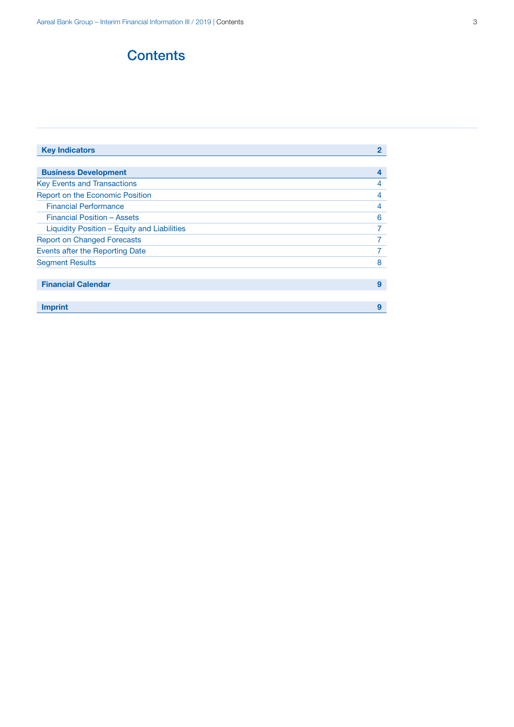# Contents

| | |
|---|---|
| **Key Indicators** | **2** |
| | |
| **Business Development** | **4** |
| Key Events and Transactions | 4 |
| Report on the Economic Position | 4 |
| &nbsp;&nbsp;&nbsp;&nbsp;Financial Performance | 4 |
| &nbsp;&nbsp;&nbsp;&nbsp;Financial Position – Assets | 6 |
| &nbsp;&nbsp;&nbsp;&nbsp;Liquidity Position – Equity and Liabilities | 7 |
| Report on Changed Forecasts | 7 |
| Events after the Reporting Date | 7 |
| Segment Results | 8 |
| | |
| **Financial Calendar** | **9** |
| | |
| **Imprint** | **9** |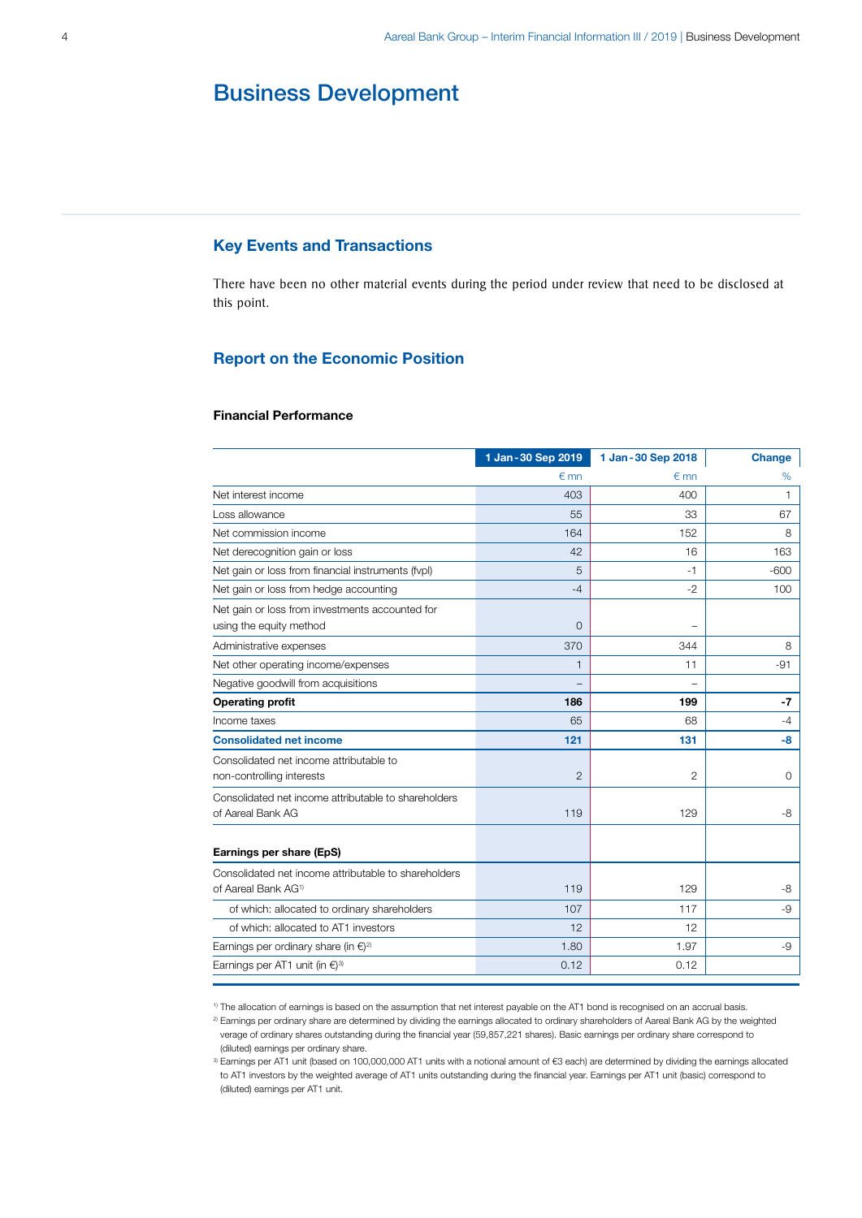# Business Development

## Key Events and Transactions

There have been no other material events during the period under review that need to be disclosed at this point.

## Report on the Economic Position

### Financial Performance

| | 1 Jan - 30 Sep 2019 | 1 Jan - 30 Sep 2018 | Change |
|---|---|---|---|
| | € mn | € mn | % |
| Net interest income | 403 | 400 | 1 |
| Loss allowance | 55 | 33 | 67 |
| Net commission income | 164 | 152 | 8 |
| Net derecognition gain or loss | 42 | 16 | 163 |
| Net gain or loss from financial instruments (fvpl) | 5 | -1 | -600 |
| Net gain or loss from hedge accounting | -4 | -2 | 100 |
| Net gain or loss from investments accounted for using the equity method | 0 | – | |
| Administrative expenses | 370 | 344 | 8 |
| Net other operating income/expenses | 1 | 11 | -91 |
| Negative goodwill from acquisitions | – | – | |
| **Operating profit** | **186** | **199** | **-7** |
| Income taxes | 65 | 68 | -4 |
| **Consolidated net income** | **121** | **131** | **-8** |
| Consolidated net income attributable to non-controlling interests | 2 | 2 | 0 |
| Consolidated net income attributable to shareholders of Aareal Bank AG | 119 | 129 | -8 |
| | | | |
| **Earnings per share (EpS)** | | | |
| Consolidated net income attributable to shareholders of Aareal Bank AG[1] | 119 | 129 | -8 |
| of which: allocated to ordinary shareholders | 107 | 117 | -9 |
| of which: allocated to AT1 investors | 12 | 12 | |
| Earnings per ordinary share (in €)[2] | 1.80 | 1.97 | -9 |
| Earnings per AT1 unit (in €)[3] | 0.12 | 0.12 | |

[1] The allocation of earnings is based on the assumption that net interest payable on the AT1 bond is recognised on an accrual basis.

[2] Earnings per ordinary share are determined by dividing the earnings allocated to ordinary shareholders of Aareal Bank AG by the weighted verage of ordinary shares outstanding during the financial year (59,857,221 shares). Basic earnings per ordinary share correspond to (diluted) earnings per ordinary share.

[3] Earnings per AT1 unit (based on 100,000,000 AT1 units with a notional amount of €3 each) are determined by dividing the earnings allocated to AT1 investors by the weighted average of AT1 units outstanding during the financial year. Earnings per AT1 unit (basic) correspond to (diluted) earnings per AT1 unit.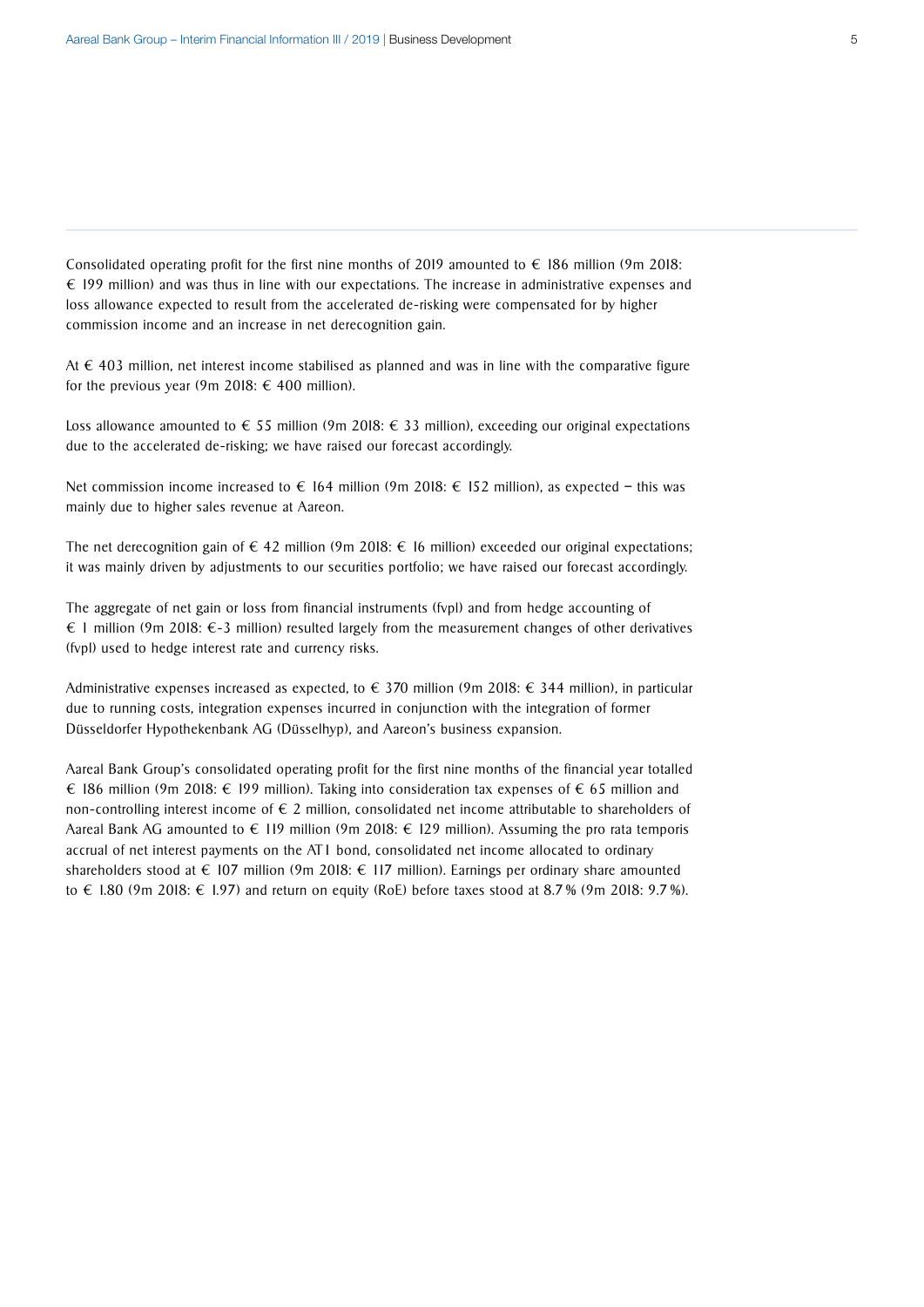Consolidated operating profit for the first nine months of 2019 amounted to € 186 million (9m 2018: € 199 million) and was thus in line with our expectations. The increase in administrative expenses and loss allowance expected to result from the accelerated de-risking were compensated for by higher commission income and an increase in net derecognition gain.

At € 403 million, net interest income stabilised as planned and was in line with the comparative figure for the previous year (9m 2018: € 400 million).

Loss allowance amounted to € 55 million (9m 2018: € 33 million), exceeding our original expectations due to the accelerated de-risking; we have raised our forecast accordingly.

Net commission income increased to € 164 million (9m 2018: € 152 million), as expected – this was mainly due to higher sales revenue at Aareon.

The net derecognition gain of € 42 million (9m 2018: € 16 million) exceeded our original expectations; it was mainly driven by adjustments to our securities portfolio; we have raised our forecast accordingly.

The aggregate of net gain or loss from financial instruments (fvpl) and from hedge accounting of € 1 million (9m 2018: €-3 million) resulted largely from the measurement changes of other derivatives (fvpl) used to hedge interest rate and currency risks.

Administrative expenses increased as expected, to € 370 million (9m 2018: € 344 million), in particular due to running costs, integration expenses incurred in conjunction with the integration of former Düsseldorfer Hypothekenbank AG (Düsselhyp), and Aareon's business expansion.

Aareal Bank Group's consolidated operating profit for the first nine months of the financial year totalled € 186 million (9m 2018: € 199 million). Taking into consideration tax expenses of € 65 million and non-controlling interest income of € 2 million, consolidated net income attributable to shareholders of Aareal Bank AG amounted to € 119 million (9m 2018: € 129 million). Assuming the pro rata temporis accrual of net interest payments on the AT1 bond, consolidated net income allocated to ordinary shareholders stood at € 107 million (9m 2018: € 117 million). Earnings per ordinary share amounted to € 1.80 (9m 2018: € 1.97) and return on equity (RoE) before taxes stood at 8.7% (9m 2018: 9.7%).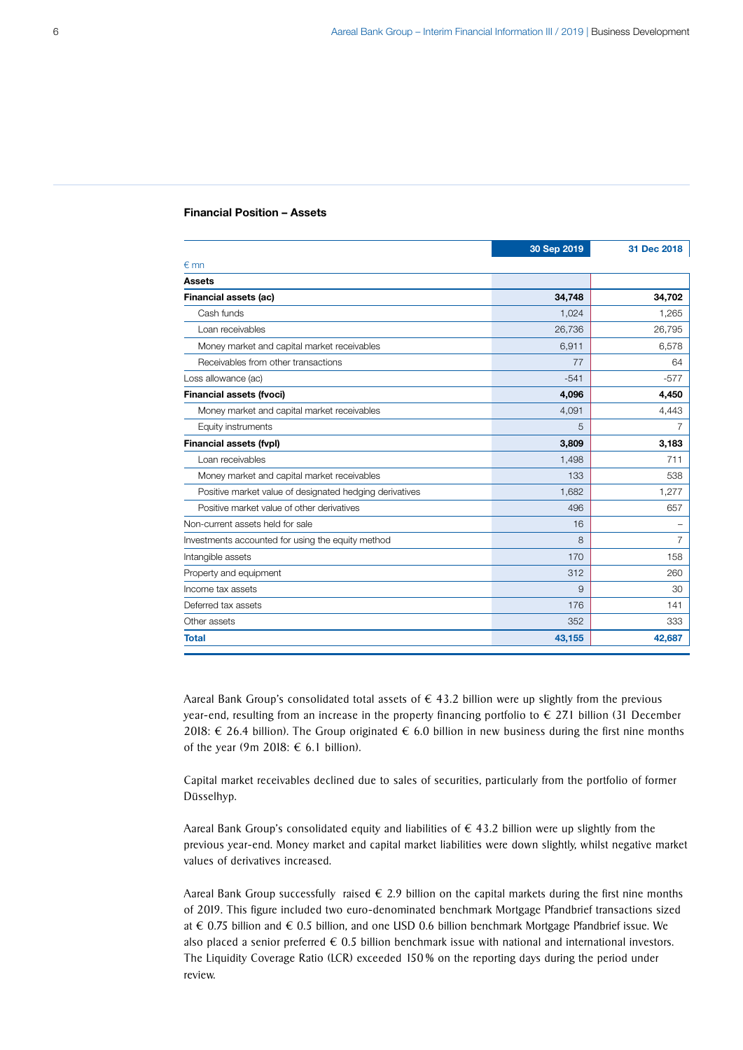### Financial Position – Assets

| € mn | 30 Sep 2019 | 31 Dec 2018 |
|---|---|---|
| **Assets** | | |
| **Financial assets (ac)** | **34,748** | **34,702** |
| Cash funds | 1,024 | 1,265 |
| Loan receivables | 26,736 | 26,795 |
| Money market and capital market receivables | 6,911 | 6,578 |
| Receivables from other transactions | 77 | 64 |
| Loss allowance (ac) | -541 | -577 |
| **Financial assets (fvoci)** | **4,096** | **4,450** |
| Money market and capital market receivables | 4,091 | 4,443 |
| Equity instruments | 5 | 7 |
| **Financial assets (fvpl)** | **3,809** | **3,183** |
| Loan receivables | 1,498 | 711 |
| Money market and capital market receivables | 133 | 538 |
| Positive market value of designated hedging derivatives | 1,682 | 1,277 |
| Positive market value of other derivatives | 496 | 657 |
| Non-current assets held for sale | 16 | – |
| Investments accounted for using the equity method | 8 | 7 |
| Intangible assets | 170 | 158 |
| Property and equipment | 312 | 260 |
| Income tax assets | 9 | 30 |
| Deferred tax assets | 176 | 141 |
| Other assets | 352 | 333 |
| **Total** | **43,155** | **42,687** |

Aareal Bank Group's consolidated total assets of € 43.2 billion were up slightly from the previous year-end, resulting from an increase in the property financing portfolio to € 27.1 billion (31 December 2018: € 26.4 billion). The Group originated € 6.0 billion in new business during the first nine months of the year (9m 2018: € 6.1 billion).

Capital market receivables declined due to sales of securities, particularly from the portfolio of former Düsselhyp.

Aareal Bank Group's consolidated equity and liabilities of € 43.2 billion were up slightly from the previous year-end. Money market and capital market liabilities were down slightly, whilst negative market values of derivatives increased.

Aareal Bank Group successfully raised € 2.9 billion on the capital markets during the first nine months of 2019. This figure included two euro-denominated benchmark Mortgage Pfandbrief transactions sized at € 0.75 billion and € 0.5 billion, and one USD 0.6 billion benchmark Mortgage Pfandbrief issue. We also placed a senior preferred € 0.5 billion benchmark issue with national and international investors. The Liquidity Coverage Ratio (LCR) exceeded 150 % on the reporting days during the period under review.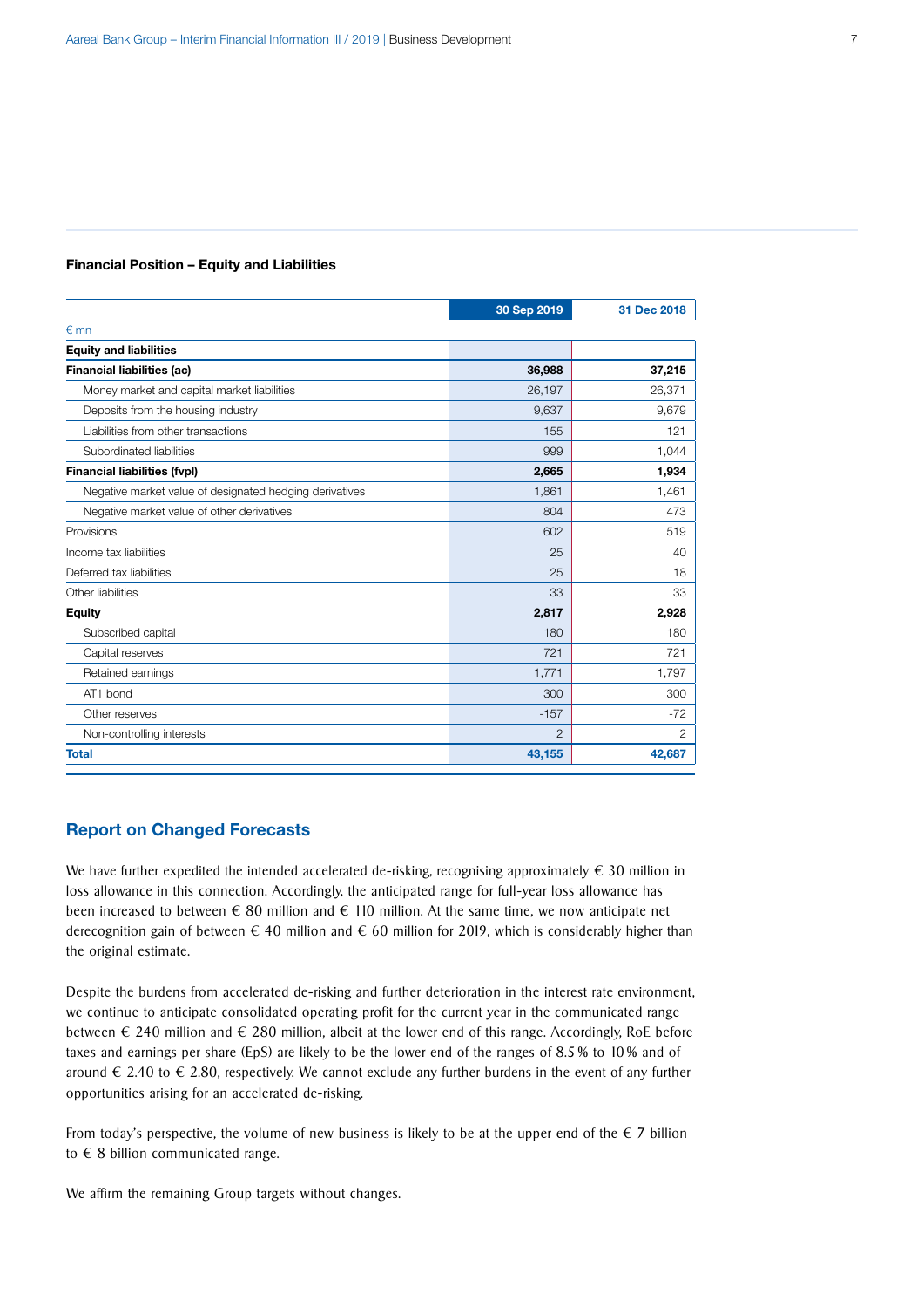### Financial Position – Equity and Liabilities

| € mn | 30 Sep 2019 | 31 Dec 2018 |
|---|---|---|
| **Equity and liabilities** | | |
| **Financial liabilities (ac)** | **36,988** | **37,215** |
| Money market and capital market liabilities | 26,197 | 26,371 |
| Deposits from the housing industry | 9,637 | 9,679 |
| Liabilities from other transactions | 155 | 121 |
| Subordinated liabilities | 999 | 1,044 |
| **Financial liabilities (fvpl)** | **2,665** | **1,934** |
| Negative market value of designated hedging derivatives | 1,861 | 1,461 |
| Negative market value of other derivatives | 804 | 473 |
| Provisions | 602 | 519 |
| Income tax liabilities | 25 | 40 |
| Deferred tax liabilities | 25 | 18 |
| Other liabilities | 33 | 33 |
| **Equity** | **2,817** | **2,928** |
| Subscribed capital | 180 | 180 |
| Capital reserves | 721 | 721 |
| Retained earnings | 1,771 | 1,797 |
| AT1 bond | 300 | 300 |
| Other reserves | -157 | -72 |
| Non-controlling interests | 2 | 2 |
| **Total** | **43,155** | **42,687** |

## Report on Changed Forecasts

We have further expedited the intended accelerated de-risking, recognising approximately € 30 million in loss allowance in this connection. Accordingly, the anticipated range for full-year loss allowance has been increased to between € 80 million and € 110 million. At the same time, we now anticipate net derecognition gain of between € 40 million and € 60 million for 2019, which is considerably higher than the original estimate.

Despite the burdens from accelerated de-risking and further deterioration in the interest rate environment, we continue to anticipate consolidated operating profit for the current year in the communicated range between € 240 million and € 280 million, albeit at the lower end of this range. Accordingly, RoE before taxes and earnings per share (EpS) are likely to be the lower end of the ranges of 8.5 % to 10 % and of around € 2.40 to € 2.80, respectively. We cannot exclude any further burdens in the event of any further opportunities arising for an accelerated de-risking.

From today's perspective, the volume of new business is likely to be at the upper end of the € 7 billion to € 8 billion communicated range.

We affirm the remaining Group targets without changes.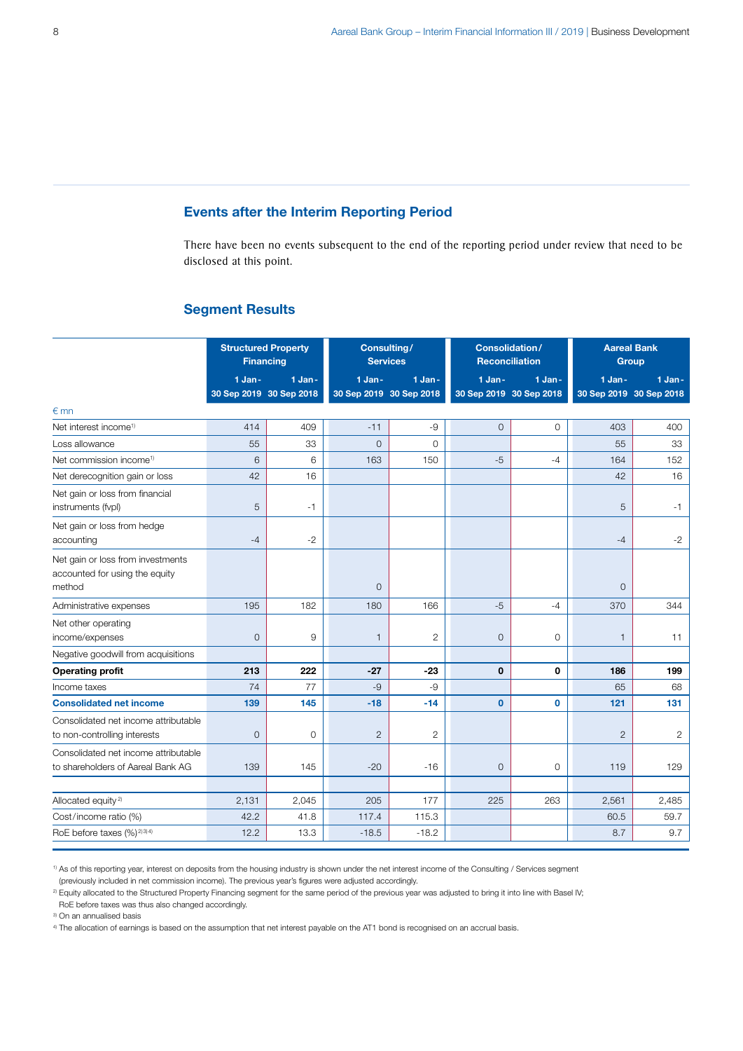## Events after the Interim Reporting Period

There have been no events subsequent to the end of the reporting period under review that need to be disclosed at this point.

## Segment Results

| | Structured Property Financing | | Consulting / Services | | Consolidation / Reconciliation | | Aareal Bank Group | |
|---|---|---|---|---|---|---|---|---|
| | 1 Jan - 30 Sep 2019 | 1 Jan - 30 Sep 2018 | 1 Jan - 30 Sep 2019 | 1 Jan - 30 Sep 2018 | 1 Jan - 30 Sep 2019 | 1 Jan - 30 Sep 2018 | 1 Jan - 30 Sep 2019 | 1 Jan - 30 Sep 2018 |
| € mn | | | | | | | | |
| Net interest income[1] | 414 | 409 | -11 | -9 | 0 | 0 | 403 | 400 |
| Loss allowance | 55 | 33 | 0 | 0 | | | 55 | 33 |
| Net commission income[1] | 6 | 6 | 163 | 150 | -5 | -4 | 164 | 152 |
| Net derecognition gain or loss | 42 | 16 | | | | | 42 | 16 |
| Net gain or loss from financial instruments (fvpl) | 5 | -1 | | | | | 5 | -1 |
| Net gain or loss from hedge accounting | -4 | -2 | | | | | -4 | -2 |
| Net gain or loss from investments accounted for using the equity method | | | 0 | | | | 0 | |
| Administrative expenses | 195 | 182 | 180 | 166 | -5 | -4 | 370 | 344 |
| Net other operating income/expenses | 0 | 9 | 1 | 2 | 0 | 0 | 1 | 11 |
| Negative goodwill from acquisitions | | | | | | | | |
| **Operating profit** | **213** | **222** | **-27** | **-23** | **0** | **0** | **186** | **199** |
| Income taxes | 74 | 77 | -9 | -9 | | | 65 | 68 |
| **Consolidated net income** | **139** | **145** | **-18** | **-14** | **0** | **0** | **121** | **131** |
| Consolidated net income attributable to non-controlling interests | 0 | 0 | 2 | 2 | | | 2 | 2 |
| Consolidated net income attributable to shareholders of Aareal Bank AG | 139 | 145 | -20 | -16 | 0 | 0 | 119 | 129 |
| | | | | | | | | |
| Allocated equity[2] | 2,131 | 2,045 | 205 | 177 | 225 | 263 | 2,561 | 2,485 |
| Cost/income ratio (%) | 42.2 | 41.8 | 117.4 | 115.3 | | | 60.5 | 59.7 |
| RoE before taxes (%)[2][3][4] | 12.2 | 13.3 | -18.5 | -18.2 | | | 8.7 | 9.7 |

[1] As of this reporting year, interest on deposits from the housing industry is shown under the net interest income of the Consulting / Services segment (previously included in net commission income). The previous year's figures were adjusted accordingly.

[2] Equity allocated to the Structured Property Financing segment for the same period of the previous year was adjusted to bring it into line with Basel IV; RoE before taxes was thus also changed accordingly.

[3] On an annualised basis

[4] The allocation of earnings is based on the assumption that net interest payable on the AT1 bond is recognised on an accrual basis.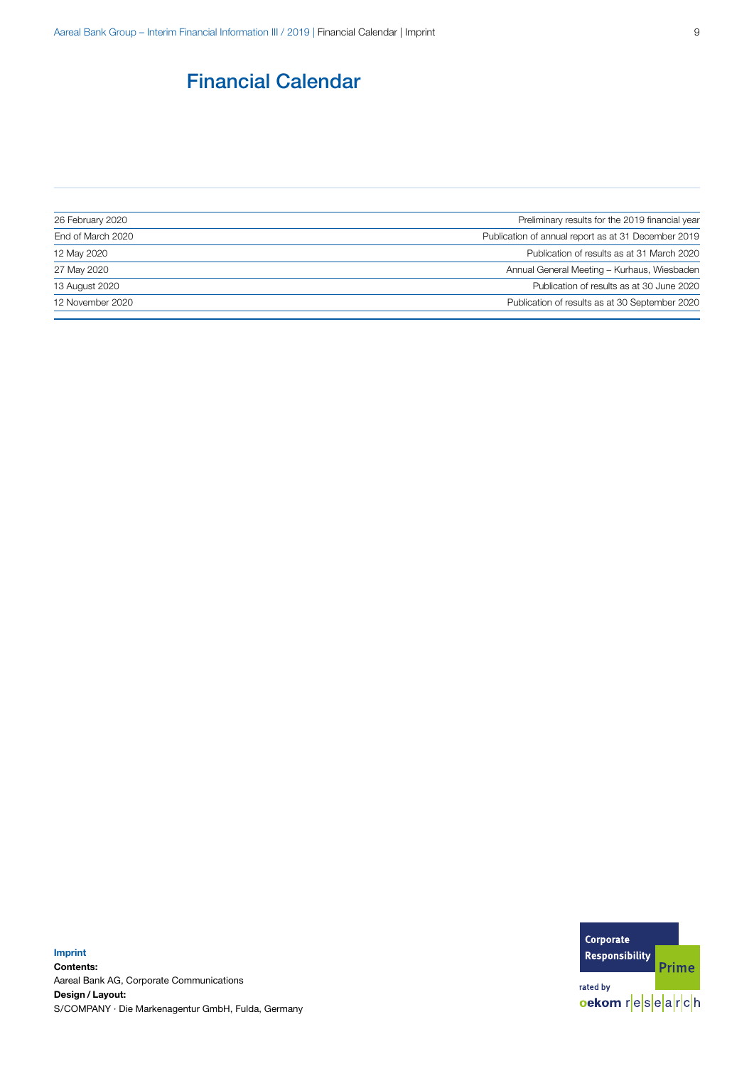# Financial Calendar

| | |
|---|---|
| 26 February 2020 | Preliminary results for the 2019 financial year |
| End of March 2020 | Publication of annual report as at 31 December 2019 |
| 12 May 2020 | Publication of results as at 31 March 2020 |
| 27 May 2020 | Annual General Meeting – Kurhaus, Wiesbaden |
| 13 August 2020 | Publication of results as at 30 June 2020 |
| 12 November 2020 | Publication of results as at 30 September 2020 |

**Imprint**

**Contents:**
Aareal Bank AG, Corporate Communications

**Design / Layout:**
S/COMPANY · Die Markenagentur GmbH, Fulda, Germany

Corporate Responsibility Prime rated by oekom research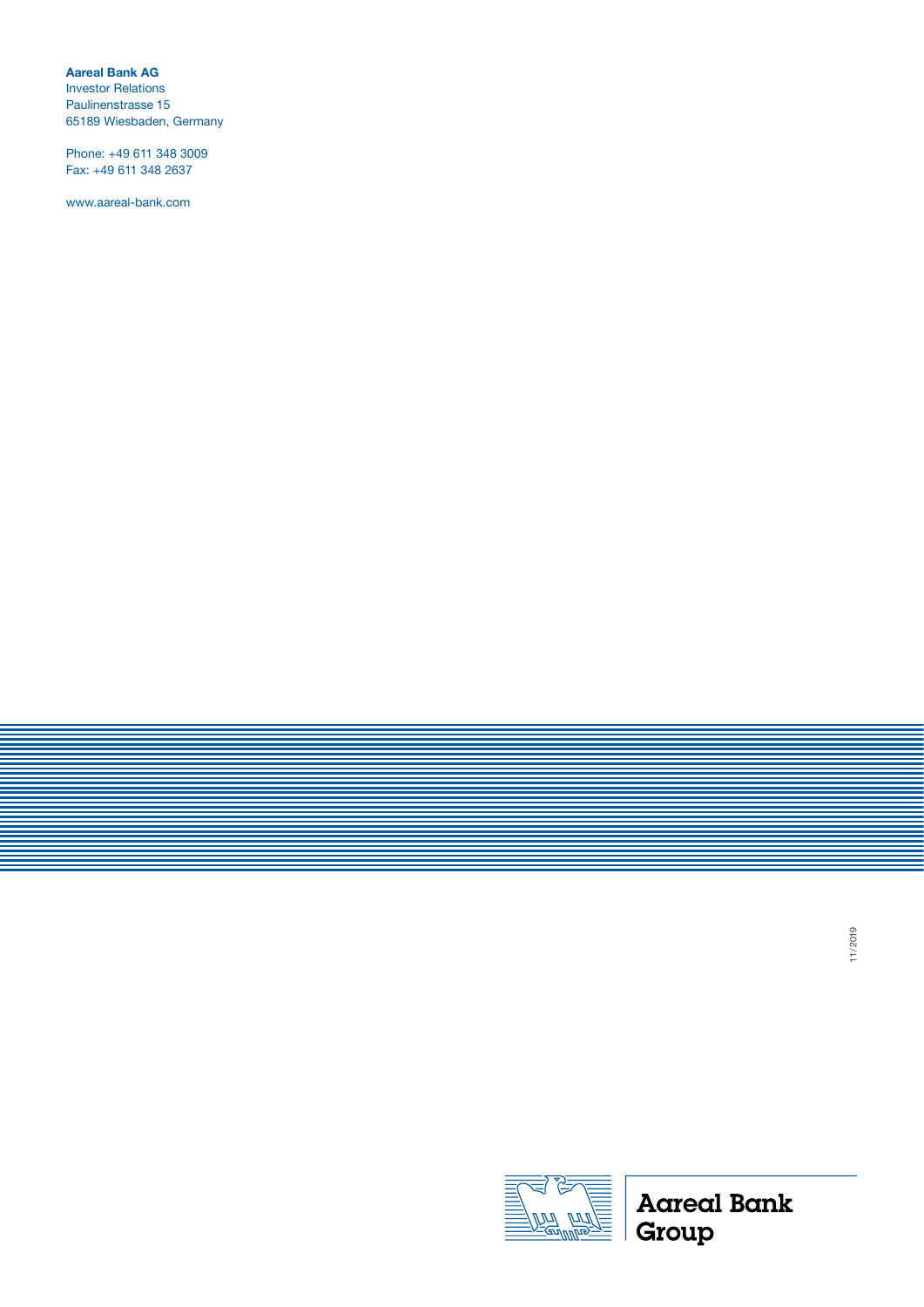**Aareal Bank AG**
Investor Relations
Paulinenstrasse 15
65189 Wiesbaden, Germany

Phone: +49 611 348 3009
Fax: +49 611 348 2637

www.aareal-bank.com

11/2019

Aareal Bank Group